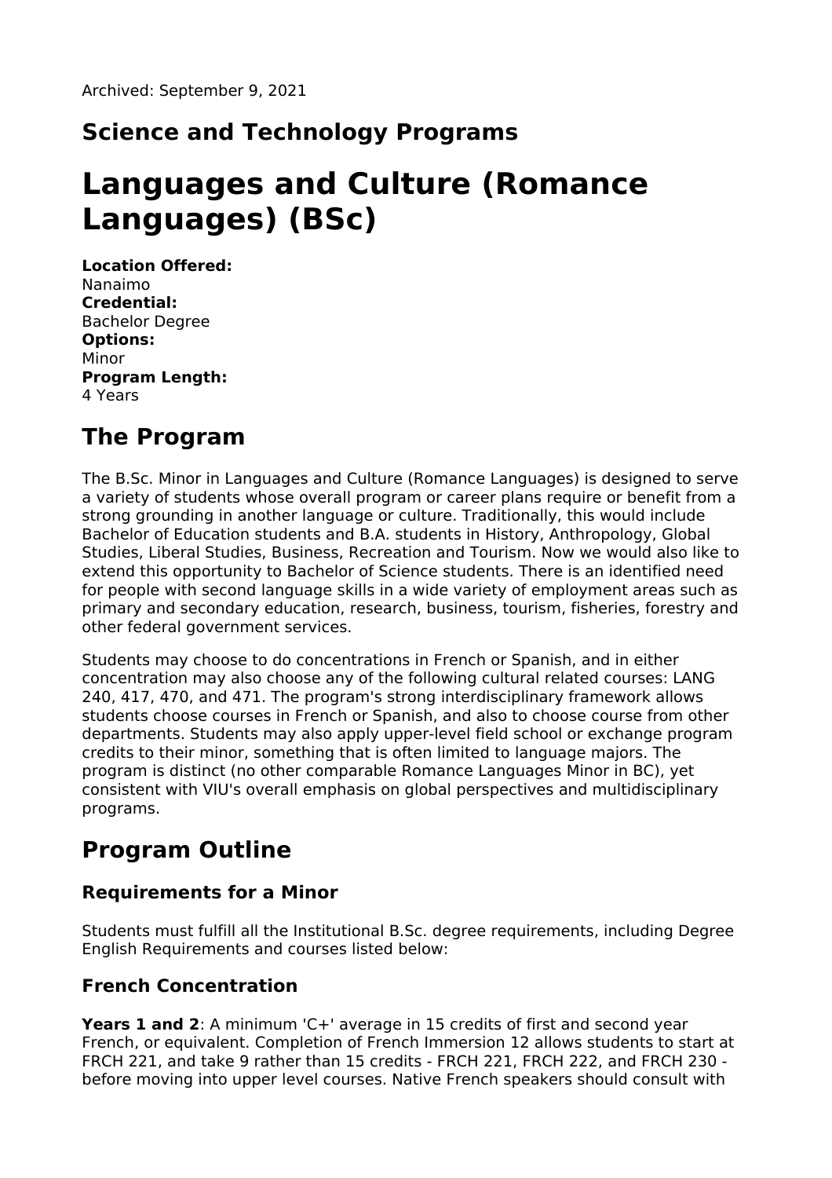Archived: September 9, 2021

## Science and Technology Programs

# Languages and Culture (Romance Languages) (BSc)

**Location Offered:**
Nanaimo
**Credential:**
Bachelor Degree
**Options:**
Minor
**Program Length:**
4 Years

## The Program

The B.Sc. Minor in Languages and Culture (Romance Languages) is designed to serve a variety of students whose overall program or career plans require or benefit from a strong grounding in another language or culture. Traditionally, this would include Bachelor of Education students and B.A. students in History, Anthropology, Global Studies, Liberal Studies, Business, Recreation and Tourism. Now we would also like to extend this opportunity to Bachelor of Science students. There is an identified need for people with second language skills in a wide variety of employment areas such as primary and secondary education, research, business, tourism, fisheries, forestry and other federal government services.

Students may choose to do concentrations in French or Spanish, and in either concentration may also choose any of the following cultural related courses: LANG 240, 417, 470, and 471. The program's strong interdisciplinary framework allows students choose courses in French or Spanish, and also to choose course from other departments. Students may also apply upper-level field school or exchange program credits to their minor, something that is often limited to language majors. The program is distinct (no other comparable Romance Languages Minor in BC), yet consistent with VIU's overall emphasis on global perspectives and multidisciplinary programs.

## Program Outline

### Requirements for a Minor

Students must fulfill all the Institutional B.Sc. degree requirements, including Degree English Requirements and courses listed below:

### French Concentration

**Years 1 and 2**: A minimum 'C+' average in 15 credits of first and second year French, or equivalent. Completion of French Immersion 12 allows students to start at FRCH 221, and take 9 rather than 15 credits - FRCH 221, FRCH 222, and FRCH 230 - before moving into upper level courses. Native French speakers should consult with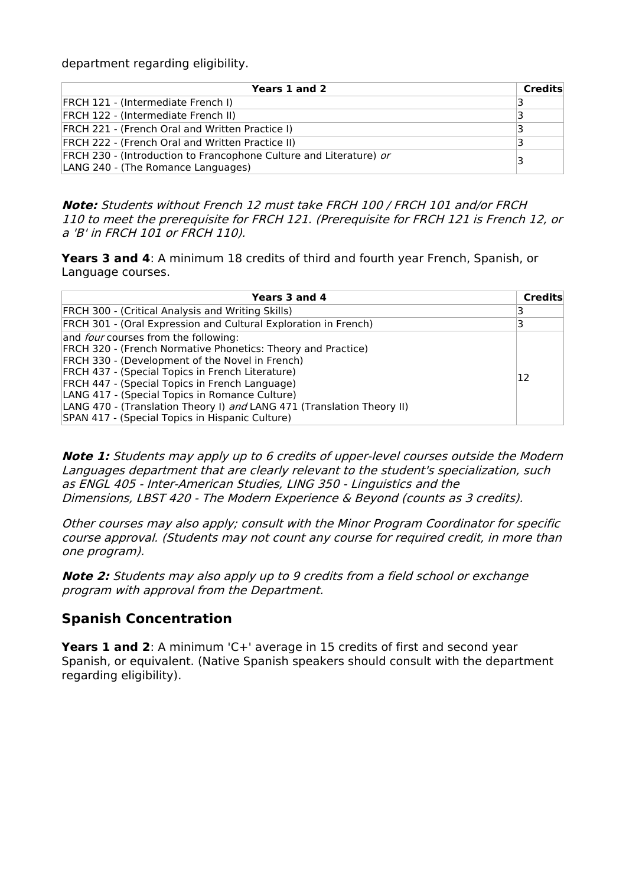department regarding eligibility.

| Years 1 and 2 | Credits |
|---|---|
| FRCH 121 - (Intermediate French I) | 3 |
| FRCH 122 - (Intermediate French II) | 3 |
| FRCH 221 - (French Oral and Written Practice I) | 3 |
| FRCH 222 - (French Oral and Written Practice II) | 3 |
| FRCH 230 - (Introduction to Francophone Culture and Literature) *or* LANG 240 - (The Romance Languages) | 3 |

***Note:*** *Students without French 12 must take FRCH 100 / FRCH 101 and/or FRCH 110 to meet the prerequisite for FRCH 121. (Prerequisite for FRCH 121 is French 12, or a 'B' in FRCH 101 or FRCH 110).*

**Years 3 and 4**: A minimum 18 credits of third and fourth year French, Spanish, or Language courses.

| Years 3 and 4 | Credits |
|---|---|
| FRCH 300 - (Critical Analysis and Writing Skills) | 3 |
| FRCH 301 - (Oral Expression and Cultural Exploration in French) | 3 |
| and *four* courses from the following:<br>FRCH 320 - (French Normative Phonetics: Theory and Practice)<br>FRCH 330 - (Development of the Novel in French)<br>FRCH 437 - (Special Topics in French Literature)<br>FRCH 447 - (Special Topics in French Language)<br>LANG 417 - (Special Topics in Romance Culture)<br>LANG 470 - (Translation Theory I) *and* LANG 471 (Translation Theory II)<br>SPAN 417 - (Special Topics in Hispanic Culture) | 12 |

***Note 1:*** *Students may apply up to 6 credits of upper-level courses outside the Modern Languages department that are clearly relevant to the student's specialization, such as ENGL 405 - Inter-American Studies, LING 350 - Linguistics and the Dimensions, LBST 420 - The Modern Experience & Beyond (counts as 3 credits).*

*Other courses may also apply; consult with the Minor Program Coordinator for specific course approval. (Students may not count any course for required credit, in more than one program).*

***Note 2:*** *Students may also apply up to 9 credits from a field school or exchange program with approval from the Department.*

## Spanish Concentration

**Years 1 and 2**: A minimum 'C+' average in 15 credits of first and second year Spanish, or equivalent. (Native Spanish speakers should consult with the department regarding eligibility).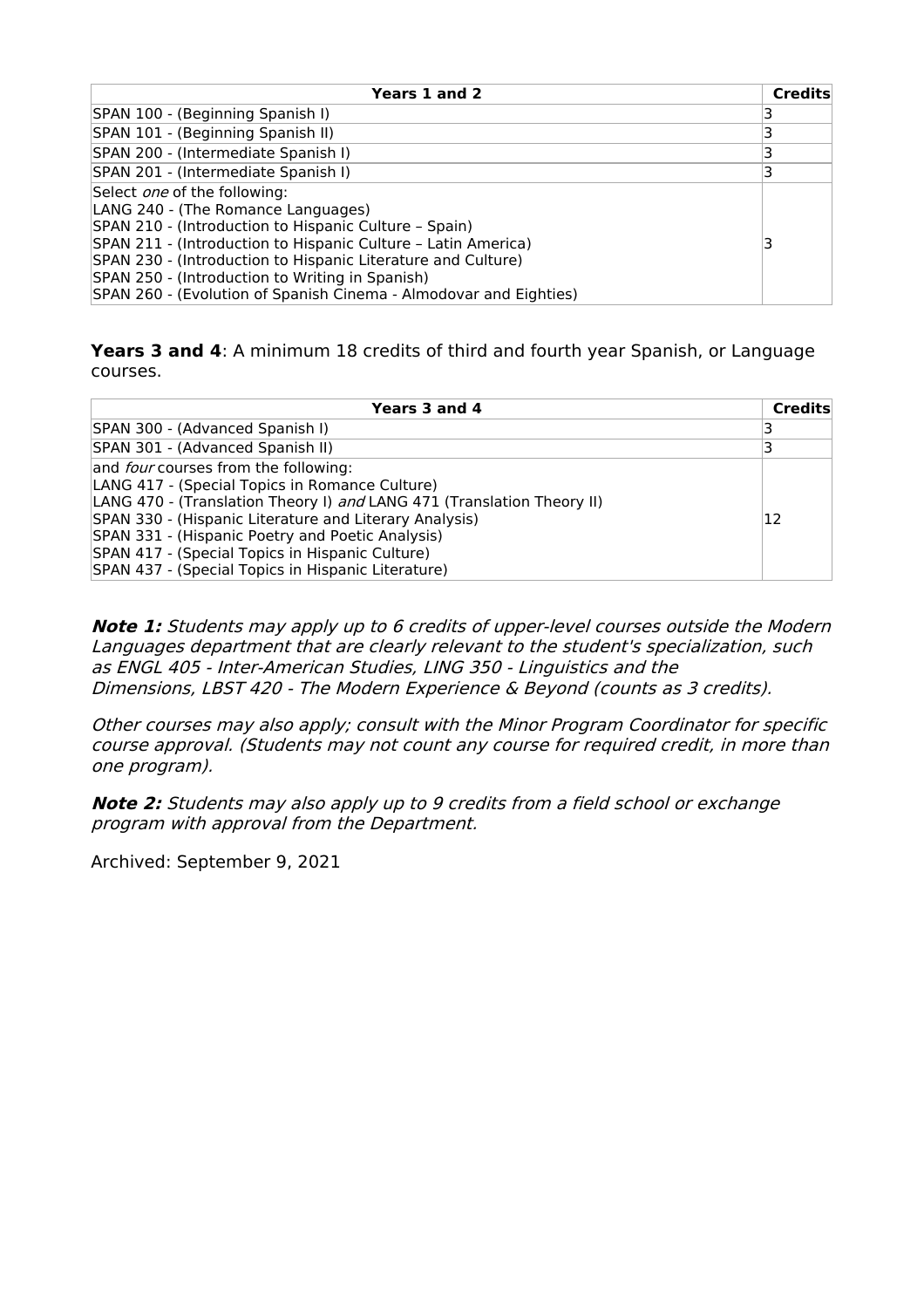| Years 1 and 2 | Credits |
|---|---|
| SPAN 100 - (Beginning Spanish I) | 3 |
| SPAN 101 - (Beginning Spanish II) | 3 |
| SPAN 200 - (Intermediate Spanish I) | 3 |
| SPAN 201 - (Intermediate Spanish I) | 3 |
| Select *one* of the following:<br>LANG 240 - (The Romance Languages)<br>SPAN 210 - (Introduction to Hispanic Culture – Spain)<br>SPAN 211 - (Introduction to Hispanic Culture – Latin America)<br>SPAN 230 - (Introduction to Hispanic Literature and Culture)<br>SPAN 250 - (Introduction to Writing in Spanish)<br>SPAN 260 - (Evolution of Spanish Cinema - Almodovar and Eighties) | 3 |

**Years 3 and 4**: A minimum 18 credits of third and fourth year Spanish, or Language courses.

| Years 3 and 4 | Credits |
|---|---|
| SPAN 300 - (Advanced Spanish I) | 3 |
| SPAN 301 - (Advanced Spanish II) | 3 |
| and *four* courses from the following:<br>LANG 417 - (Special Topics in Romance Culture)<br>LANG 470 - (Translation Theory I) *and* LANG 471 (Translation Theory II)<br>SPAN 330 - (Hispanic Literature and Literary Analysis)<br>SPAN 331 - (Hispanic Poetry and Poetic Analysis)<br>SPAN 417 - (Special Topics in Hispanic Culture)<br>SPAN 437 - (Special Topics in Hispanic Literature) | 12 |

***Note 1:*** *Students may apply up to 6 credits of upper-level courses outside the Modern Languages department that are clearly relevant to the student's specialization, such as ENGL 405 - Inter-American Studies, LING 350 - Linguistics and the Dimensions, LBST 420 - The Modern Experience & Beyond (counts as 3 credits).*

*Other courses may also apply; consult with the Minor Program Coordinator for specific course approval. (Students may not count any course for required credit, in more than one program).*

***Note 2:*** *Students may also apply up to 9 credits from a field school or exchange program with approval from the Department.*

Archived: September 9, 2021